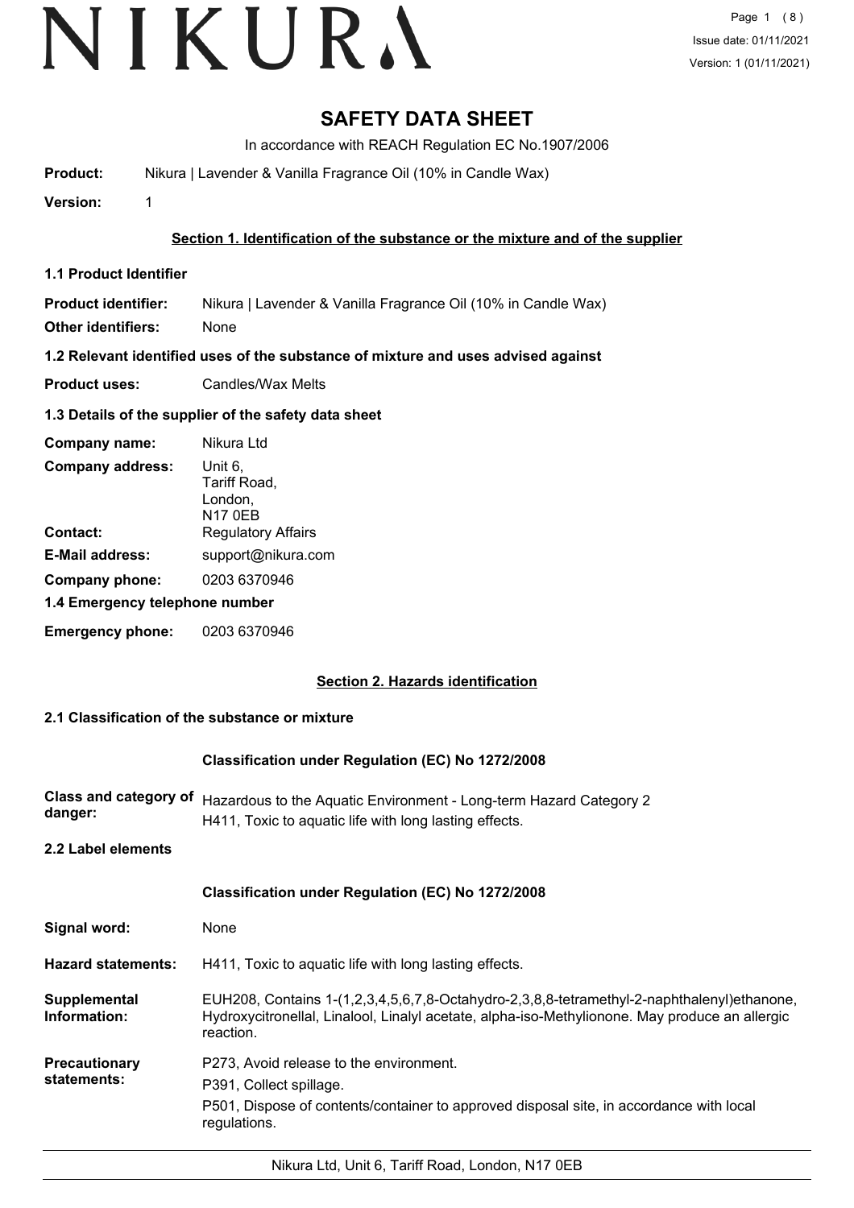# SAFETY DATA SHEET

In accordance with REACH Regulation EC No.1907/2006

**Product:** Nikura | Lavender & Vanilla Fragrance Oil (10% in Candle Wax)

**Version:** 1

## Section 1. Identification of the substance or the mixture and of the supplier

### 1.1 Product Identifier

**Product identifier:** Nikura | Lavender & Vanilla Fragrance Oil (10% in Candle Wax)

**Other identifiers:** None

### 1.2 Relevant identified uses of the substance of mixture and uses advised against

**Product uses:** Candles/Wax Melts

### 1.3 Details of the supplier of the safety data sheet

**Company name:** Nikura Ltd

**Company address:** Unit 6, Tariff Road, London, N17 0EB

**Contact:** Regulatory Affairs

**E-Mail address:** support@nikura.com

**Company phone:** 0203 6370946

### 1.4 Emergency telephone number

**Emergency phone:** 0203 6370946

## Section 2. Hazards identification

### 2.1 Classification of the substance or mixture

**Classification under Regulation (EC) No 1272/2008**

**Class and category of danger:** Hazardous to the Aquatic Environment - Long-term Hazard Category 2
H411, Toxic to aquatic life with long lasting effects.

### 2.2 Label elements

**Classification under Regulation (EC) No 1272/2008**

**Signal word:** None

**Hazard statements:** H411, Toxic to aquatic life with long lasting effects.

**Supplemental Information:** EUH208, Contains 1-(1,2,3,4,5,6,7,8-Octahydro-2,3,8,8-tetramethyl-2-naphthalenyl)ethanone, Hydroxycitronellal, Linalool, Linalyl acetate, alpha-iso-Methylionone. May produce an allergic reaction.

**Precautionary statements:**
P273, Avoid release to the environment.
P391, Collect spillage.
P501, Dispose of contents/container to approved disposal site, in accordance with local regulations.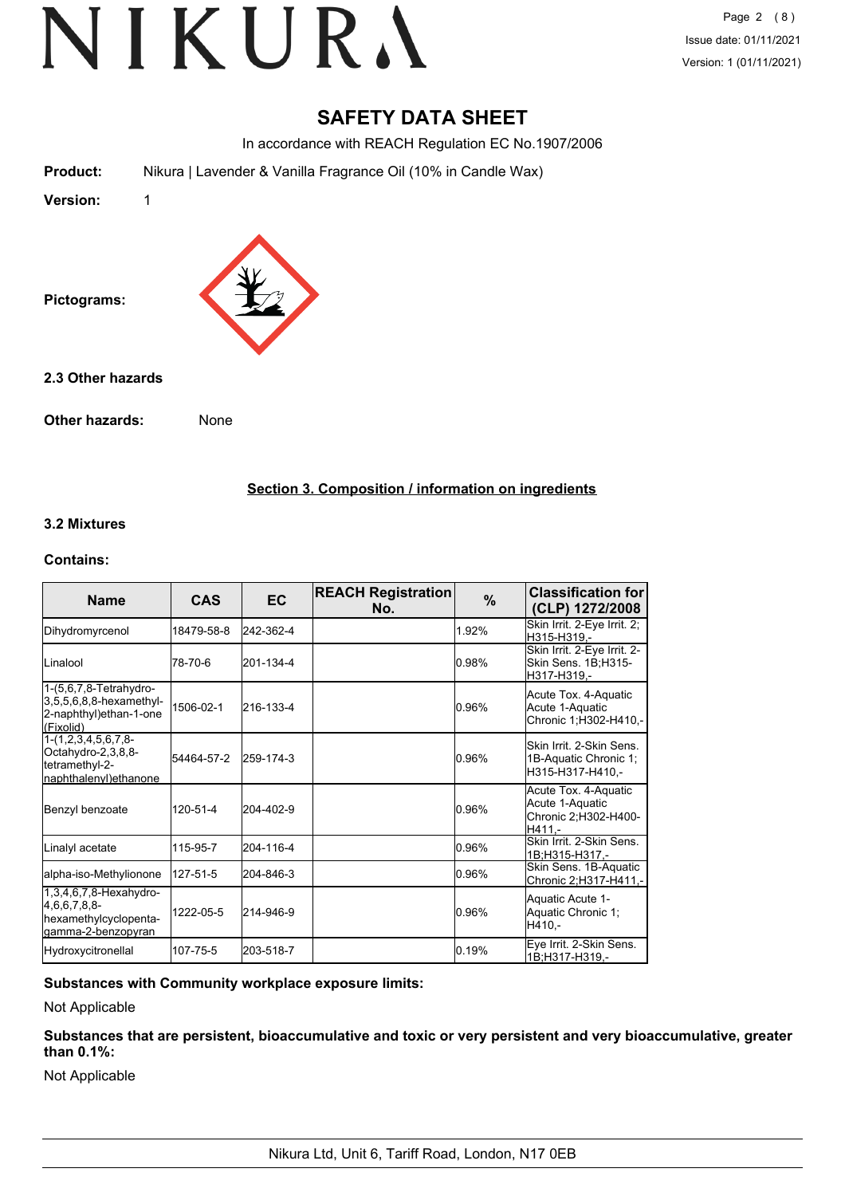# SAFETY DATA SHEET

In accordance with REACH Regulation EC No.1907/2006

**Product:** Nikura | Lavender & Vanilla Fragrance Oil (10% in Candle Wax)

**Version:** 1

**Pictograms:**

### 2.3 Other hazards

**Other hazards:** None

## Section 3. Composition / information on ingredients

### 3.2 Mixtures

**Contains:**

| Name | CAS | EC | REACH Registration No. | % | Classification for (CLP) 1272/2008 |
|---|---|---|---|---|---|
| Dihydromyrcenol | 18479-58-8 | 242-362-4 | | 1.92% | Skin Irrit. 2-Eye Irrit. 2;H315-H319,- |
| Linalool | 78-70-6 | 201-134-4 | | 0.98% | Skin Irrit. 2-Eye Irrit. 2-Skin Sens. 1B;H315-H317-H319,- |
| 1-(5,6,7,8-Tetrahydro-3,5,5,6,8,8-hexamethyl-2-naphthyl)ethan-1-one (Fixolid) | 1506-02-1 | 216-133-4 | | 0.96% | Acute Tox. 4-Aquatic Acute 1-Aquatic Chronic 1;H302-H410,- |
| 1-(1,2,3,4,5,6,7,8-Octahydro-2,3,8,8-tetramethyl-2-naphthalenyl)ethanone | 54464-57-2 | 259-174-3 | | 0.96% | Skin Irrit. 2-Skin Sens. 1B-Aquatic Chronic 1;H315-H317-H410,- |
| Benzyl benzoate | 120-51-4 | 204-402-9 | | 0.96% | Acute Tox. 4-Aquatic Acute 1-Aquatic Chronic 2;H302-H400-H411,- |
| Linalyl acetate | 115-95-7 | 204-116-4 | | 0.96% | Skin Irrit. 2-Skin Sens. 1B;H315-H317,- |
| alpha-iso-Methylionone | 127-51-5 | 204-846-3 | | 0.96% | Skin Sens. 1B-Aquatic Chronic 2;H317-H411,- |
| 1,3,4,6,7,8-Hexahydro-4,6,6,7,8,8-hexamethylcyclopenta-gamma-2-benzopyran | 1222-05-5 | 214-946-9 | | 0.96% | Aquatic Acute 1-Aquatic Chronic 1;H410,- |
| Hydroxycitronellal | 107-75-5 | 203-518-7 | | 0.19% | Eye Irrit. 2-Skin Sens. 1B;H317-H319,- |

**Substances with Community workplace exposure limits:**

Not Applicable

**Substances that are persistent, bioaccumulative and toxic or very persistent and very bioaccumulative, greater than 0.1%:**

Not Applicable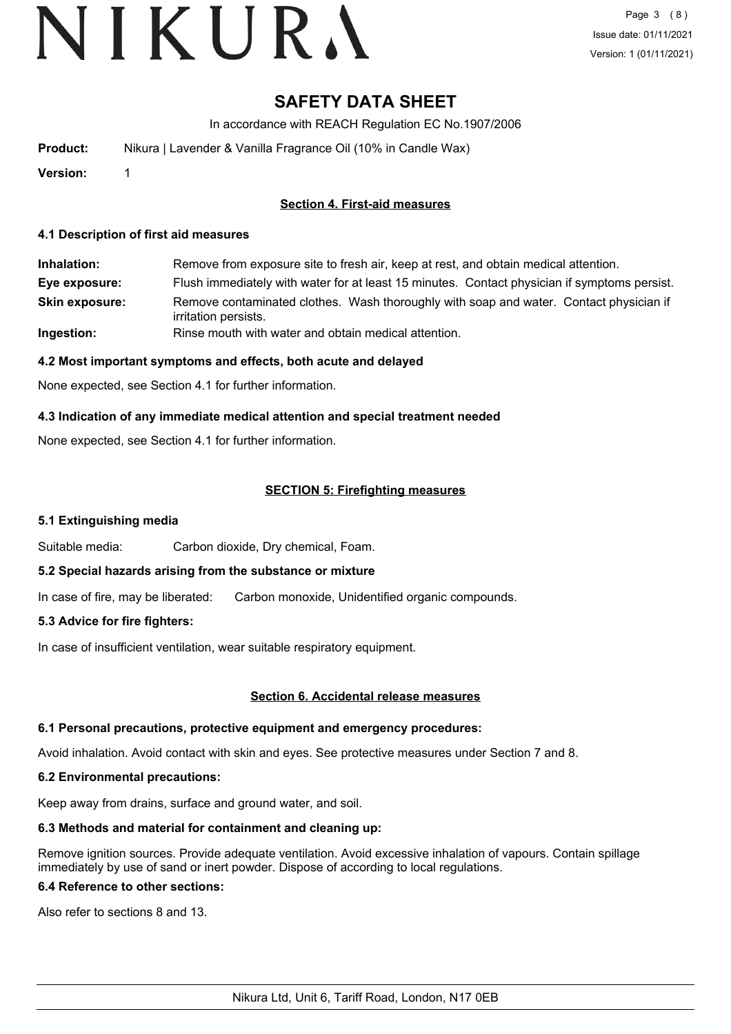# SAFETY DATA SHEET

In accordance with REACH Regulation EC No.1907/2006

**Product:** Nikura | Lavender & Vanilla Fragrance Oil (10% in Candle Wax)

**Version:** 1

## Section 4. First-aid measures

### 4.1 Description of first aid measures

**Inhalation:** Remove from exposure site to fresh air, keep at rest, and obtain medical attention.

**Eye exposure:** Flush immediately with water for at least 15 minutes. Contact physician if symptoms persist.

**Skin exposure:** Remove contaminated clothes. Wash thoroughly with soap and water. Contact physician if irritation persists.

**Ingestion:** Rinse mouth with water and obtain medical attention.

### 4.2 Most important symptoms and effects, both acute and delayed

None expected, see Section 4.1 for further information.

### 4.3 Indication of any immediate medical attention and special treatment needed

None expected, see Section 4.1 for further information.

## SECTION 5: Firefighting measures

### 5.1 Extinguishing media

Suitable media: Carbon dioxide, Dry chemical, Foam.

### 5.2 Special hazards arising from the substance or mixture

In case of fire, may be liberated: Carbon monoxide, Unidentified organic compounds.

### 5.3 Advice for fire fighters:

In case of insufficient ventilation, wear suitable respiratory equipment.

## Section 6. Accidental release measures

### 6.1 Personal precautions, protective equipment and emergency procedures:

Avoid inhalation. Avoid contact with skin and eyes. See protective measures under Section 7 and 8.

### 6.2 Environmental precautions:

Keep away from drains, surface and ground water, and soil.

### 6.3 Methods and material for containment and cleaning up:

Remove ignition sources. Provide adequate ventilation. Avoid excessive inhalation of vapours. Contain spillage immediately by use of sand or inert powder. Dispose of according to local regulations.

### 6.4 Reference to other sections:

Also refer to sections 8 and 13.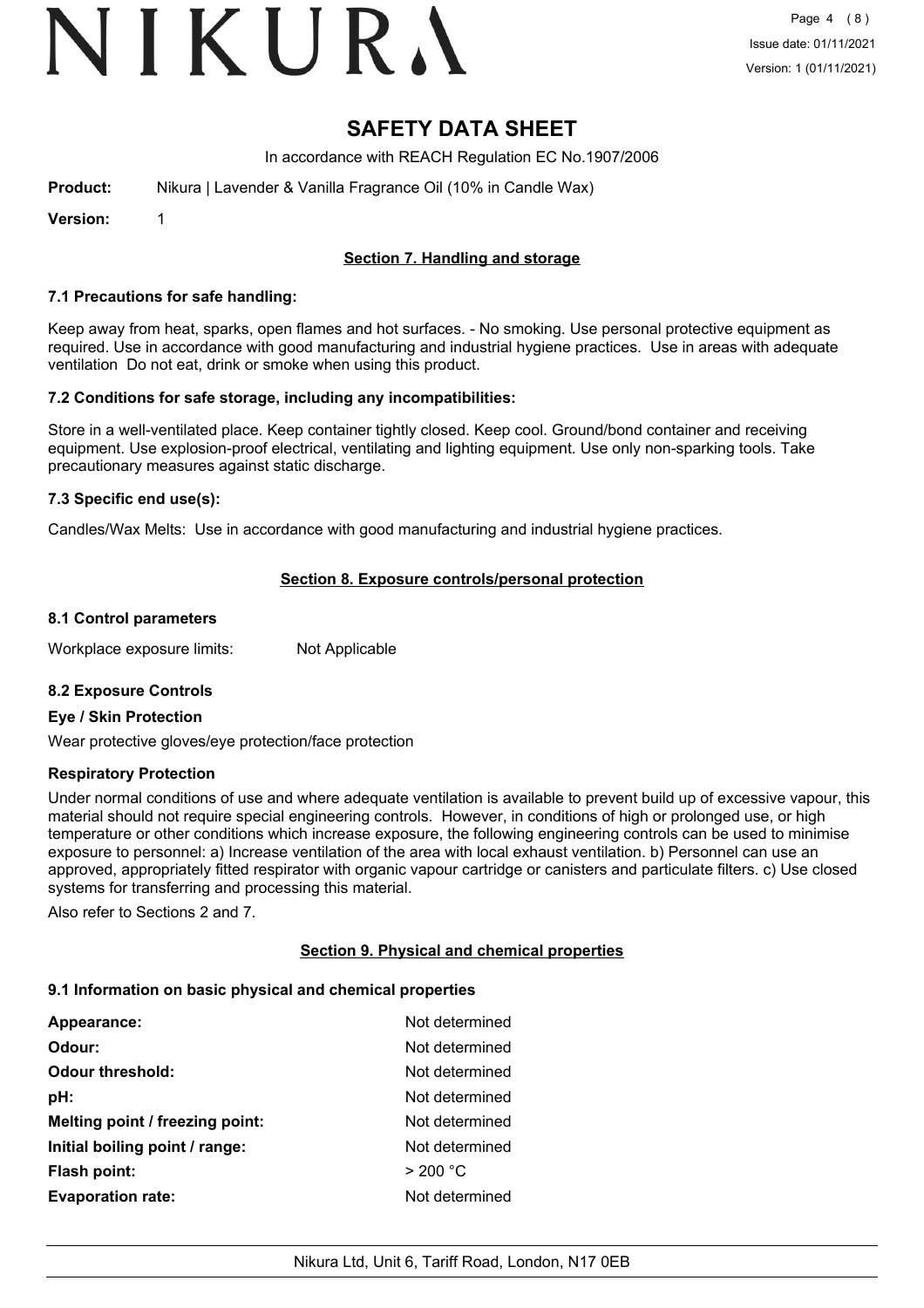# SAFETY DATA SHEET

In accordance with REACH Regulation EC No.1907/2006

**Product:** Nikura | Lavender & Vanilla Fragrance Oil (10% in Candle Wax)

**Version:** 1

## Section 7. Handling and storage

### 7.1 Precautions for safe handling:

Keep away from heat, sparks, open flames and hot surfaces. - No smoking. Use personal protective equipment as required. Use in accordance with good manufacturing and industrial hygiene practices. Use in areas with adequate ventilation Do not eat, drink or smoke when using this product.

### 7.2 Conditions for safe storage, including any incompatibilities:

Store in a well-ventilated place. Keep container tightly closed. Keep cool. Ground/bond container and receiving equipment. Use explosion-proof electrical, ventilating and lighting equipment. Use only non-sparking tools. Take precautionary measures against static discharge.

### 7.3 Specific end use(s):

Candles/Wax Melts: Use in accordance with good manufacturing and industrial hygiene practices.

## Section 8. Exposure controls/personal protection

### 8.1 Control parameters

Workplace exposure limits: Not Applicable

### 8.2 Exposure Controls

**Eye / Skin Protection**

Wear protective gloves/eye protection/face protection

**Respiratory Protection**

Under normal conditions of use and where adequate ventilation is available to prevent build up of excessive vapour, this material should not require special engineering controls. However, in conditions of high or prolonged use, or high temperature or other conditions which increase exposure, the following engineering controls can be used to minimise exposure to personnel: a) Increase ventilation of the area with local exhaust ventilation. b) Personnel can use an approved, appropriately fitted respirator with organic vapour cartridge or canisters and particulate filters. c) Use closed systems for transferring and processing this material.

Also refer to Sections 2 and 7.

## Section 9. Physical and chemical properties

### 9.1 Information on basic physical and chemical properties

| | |
|---|---|
| **Appearance:** | Not determined |
| **Odour:** | Not determined |
| **Odour threshold:** | Not determined |
| **pH:** | Not determined |
| **Melting point / freezing point:** | Not determined |
| **Initial boiling point / range:** | Not determined |
| **Flash point:** | > 200 °C |
| **Evaporation rate:** | Not determined |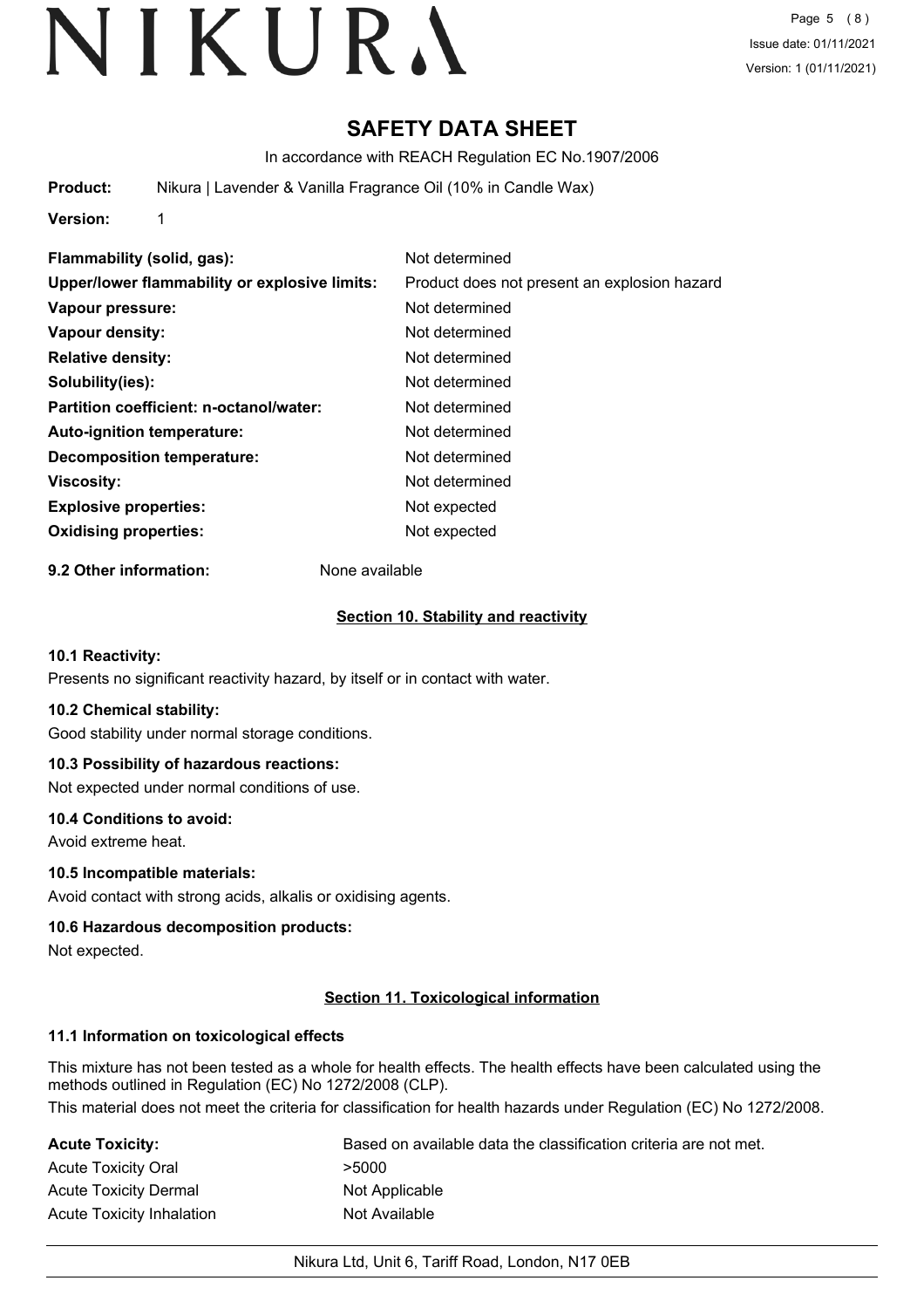# SAFETY DATA SHEET

In accordance with REACH Regulation EC No.1907/2006

**Product:** Nikura | Lavender & Vanilla Fragrance Oil (10% in Candle Wax)

**Version:** 1

| | |
|---|---|
| **Flammability (solid, gas):** | Not determined |
| **Upper/lower flammability or explosive limits:** | Product does not present an explosion hazard |
| **Vapour pressure:** | Not determined |
| **Vapour density:** | Not determined |
| **Relative density:** | Not determined |
| **Solubility(ies):** | Not determined |
| **Partition coefficient: n-octanol/water:** | Not determined |
| **Auto-ignition temperature:** | Not determined |
| **Decomposition temperature:** | Not determined |
| **Viscosity:** | Not determined |
| **Explosive properties:** | Not expected |
| **Oxidising properties:** | Not expected |

**9.2 Other information:** None available

## Section 10. Stability and reactivity

### 10.1 Reactivity:

Presents no significant reactivity hazard, by itself or in contact with water.

### 10.2 Chemical stability:

Good stability under normal storage conditions.

### 10.3 Possibility of hazardous reactions:

Not expected under normal conditions of use.

### 10.4 Conditions to avoid:

Avoid extreme heat.

### 10.5 Incompatible materials:

Avoid contact with strong acids, alkalis or oxidising agents.

### 10.6 Hazardous decomposition products:

Not expected.

## Section 11. Toxicological information

### 11.1 Information on toxicological effects

This mixture has not been tested as a whole for health effects. The health effects have been calculated using the methods outlined in Regulation (EC) No 1272/2008 (CLP).

This material does not meet the criteria for classification for health hazards under Regulation (EC) No 1272/2008.

| | |
|---|---|
| **Acute Toxicity:** | Based on available data the classification criteria are not met. |
| Acute Toxicity Oral | >5000 |
| Acute Toxicity Dermal | Not Applicable |
| Acute Toxicity Inhalation | Not Available |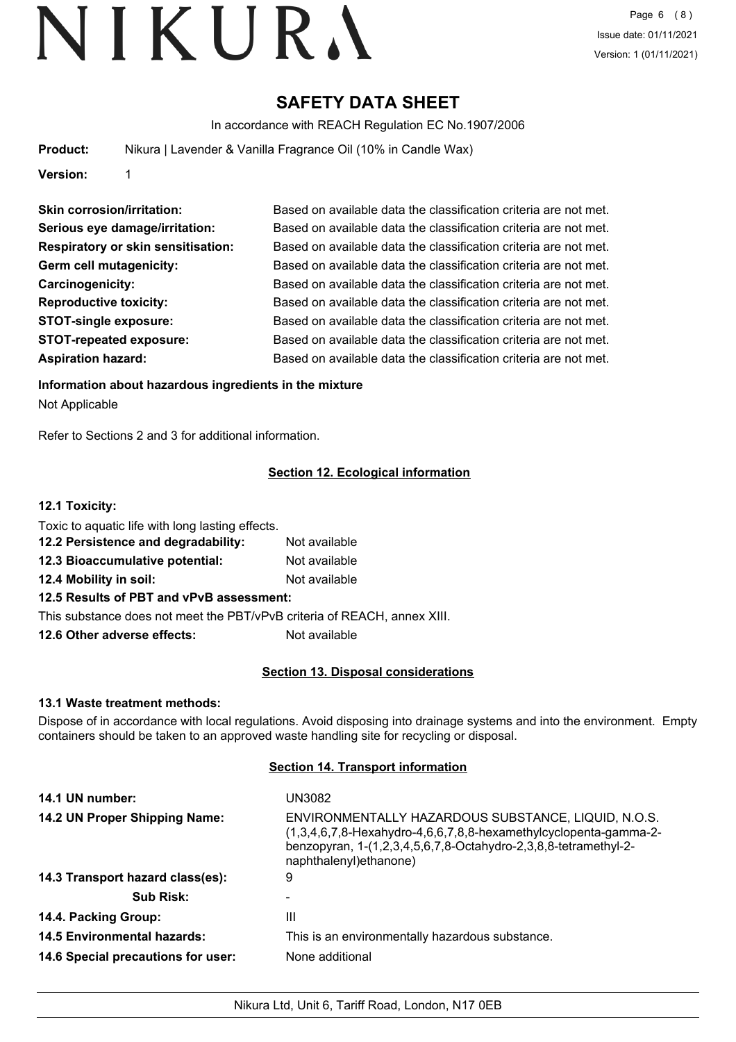# SAFETY DATA SHEET

In accordance with REACH Regulation EC No.1907/2006

**Product:** Nikura | Lavender & Vanilla Fragrance Oil (10% in Candle Wax)

**Version:** 1

| | |
|---|---|
| **Skin corrosion/irritation:** | Based on available data the classification criteria are not met. |
| **Serious eye damage/irritation:** | Based on available data the classification criteria are not met. |
| **Respiratory or skin sensitisation:** | Based on available data the classification criteria are not met. |
| **Germ cell mutagenicity:** | Based on available data the classification criteria are not met. |
| **Carcinogenicity:** | Based on available data the classification criteria are not met. |
| **Reproductive toxicity:** | Based on available data the classification criteria are not met. |
| **STOT-single exposure:** | Based on available data the classification criteria are not met. |
| **STOT-repeated exposure:** | Based on available data the classification criteria are not met. |
| **Aspiration hazard:** | Based on available data the classification criteria are not met. |

**Information about hazardous ingredients in the mixture**

Not Applicable

Refer to Sections 2 and 3 for additional information.

## Section 12. Ecological information

**12.1 Toxicity:**

Toxic to aquatic life with long lasting effects.

**12.2 Persistence and degradability:** Not available

**12.3 Bioaccumulative potential:** Not available

**12.4 Mobility in soil:** Not available

**12.5 Results of PBT and vPvB assessment:**

This substance does not meet the PBT/vPvB criteria of REACH, annex XIII.

**12.6 Other adverse effects:** Not available

## Section 13. Disposal considerations

**13.1 Waste treatment methods:**

Dispose of in accordance with local regulations. Avoid disposing into drainage systems and into the environment. Empty containers should be taken to an approved waste handling site for recycling or disposal.

## Section 14. Transport information

| | |
|---|---|
| **14.1 UN number:** | UN3082 |
| **14.2 UN Proper Shipping Name:** | ENVIRONMENTALLY HAZARDOUS SUBSTANCE, LIQUID, N.O.S. (1,3,4,6,7,8-Hexahydro-4,6,6,7,8,8-hexamethylcyclopenta-gamma-2-benzopyran, 1-(1,2,3,4,5,6,7,8-Octahydro-2,3,8,8-tetramethyl-2-naphthalenyl)ethanone) |
| **14.3 Transport hazard class(es):** | 9 |
| **Sub Risk:** | - |
| **14.4. Packing Group:** | III |
| **14.5 Environmental hazards:** | This is an environmentally hazardous substance. |
| **14.6 Special precautions for user:** | None additional |

Nikura Ltd, Unit 6, Tariff Road, London, N17 0EB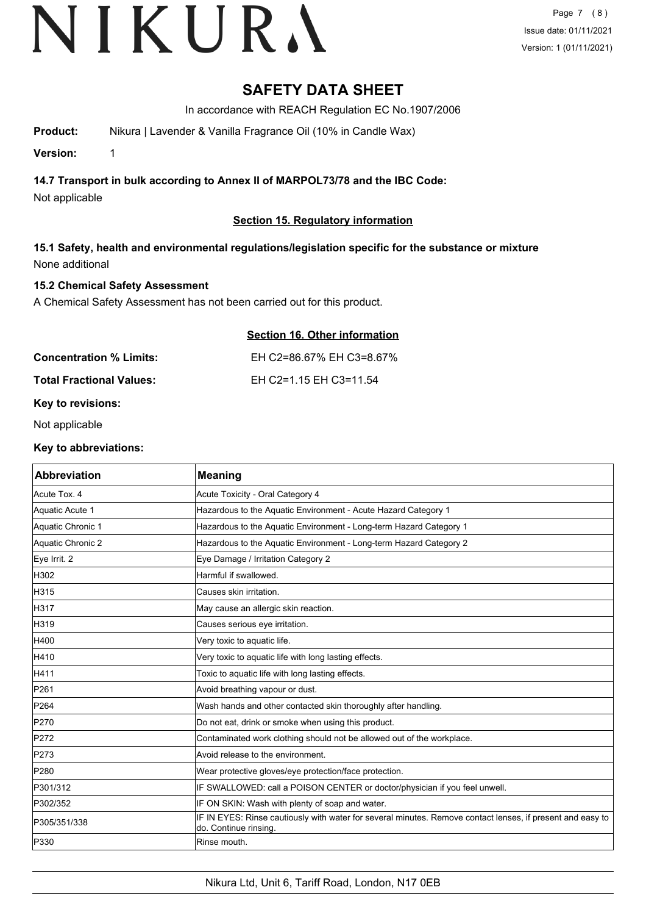# SAFETY DATA SHEET

In accordance with REACH Regulation EC No.1907/2006

**Product:** Nikura | Lavender & Vanilla Fragrance Oil (10% in Candle Wax)

**Version:** 1

### 14.7 Transport in bulk according to Annex II of MARPOL73/78 and the IBC Code:

Not applicable

## Section 15. Regulatory information

### 15.1 Safety, health and environmental regulations/legislation specific for the substance or mixture

None additional

### 15.2 Chemical Safety Assessment

A Chemical Safety Assessment has not been carried out for this product.

## Section 16. Other information

**Concentration % Limits:** EH C2=86.67% EH C3=8.67%

**Total Fractional Values:** EH C2=1.15 EH C3=11.54

**Key to revisions:**

Not applicable

**Key to abbreviations:**

| Abbreviation | Meaning |
|---|---|
| Acute Tox. 4 | Acute Toxicity - Oral Category 4 |
| Aquatic Acute 1 | Hazardous to the Aquatic Environment - Acute Hazard Category 1 |
| Aquatic Chronic 1 | Hazardous to the Aquatic Environment - Long-term Hazard Category 1 |
| Aquatic Chronic 2 | Hazardous to the Aquatic Environment - Long-term Hazard Category 2 |
| Eye Irrit. 2 | Eye Damage / Irritation Category 2 |
| H302 | Harmful if swallowed. |
| H315 | Causes skin irritation. |
| H317 | May cause an allergic skin reaction. |
| H319 | Causes serious eye irritation. |
| H400 | Very toxic to aquatic life. |
| H410 | Very toxic to aquatic life with long lasting effects. |
| H411 | Toxic to aquatic life with long lasting effects. |
| P261 | Avoid breathing vapour or dust. |
| P264 | Wash hands and other contacted skin thoroughly after handling. |
| P270 | Do not eat, drink or smoke when using this product. |
| P272 | Contaminated work clothing should not be allowed out of the workplace. |
| P273 | Avoid release to the environment. |
| P280 | Wear protective gloves/eye protection/face protection. |
| P301/312 | IF SWALLOWED: call a POISON CENTER or doctor/physician if you feel unwell. |
| P302/352 | IF ON SKIN: Wash with plenty of soap and water. |
| P305/351/338 | IF IN EYES: Rinse cautiously with water for several minutes. Remove contact lenses, if present and easy to do. Continue rinsing. |
| P330 | Rinse mouth. |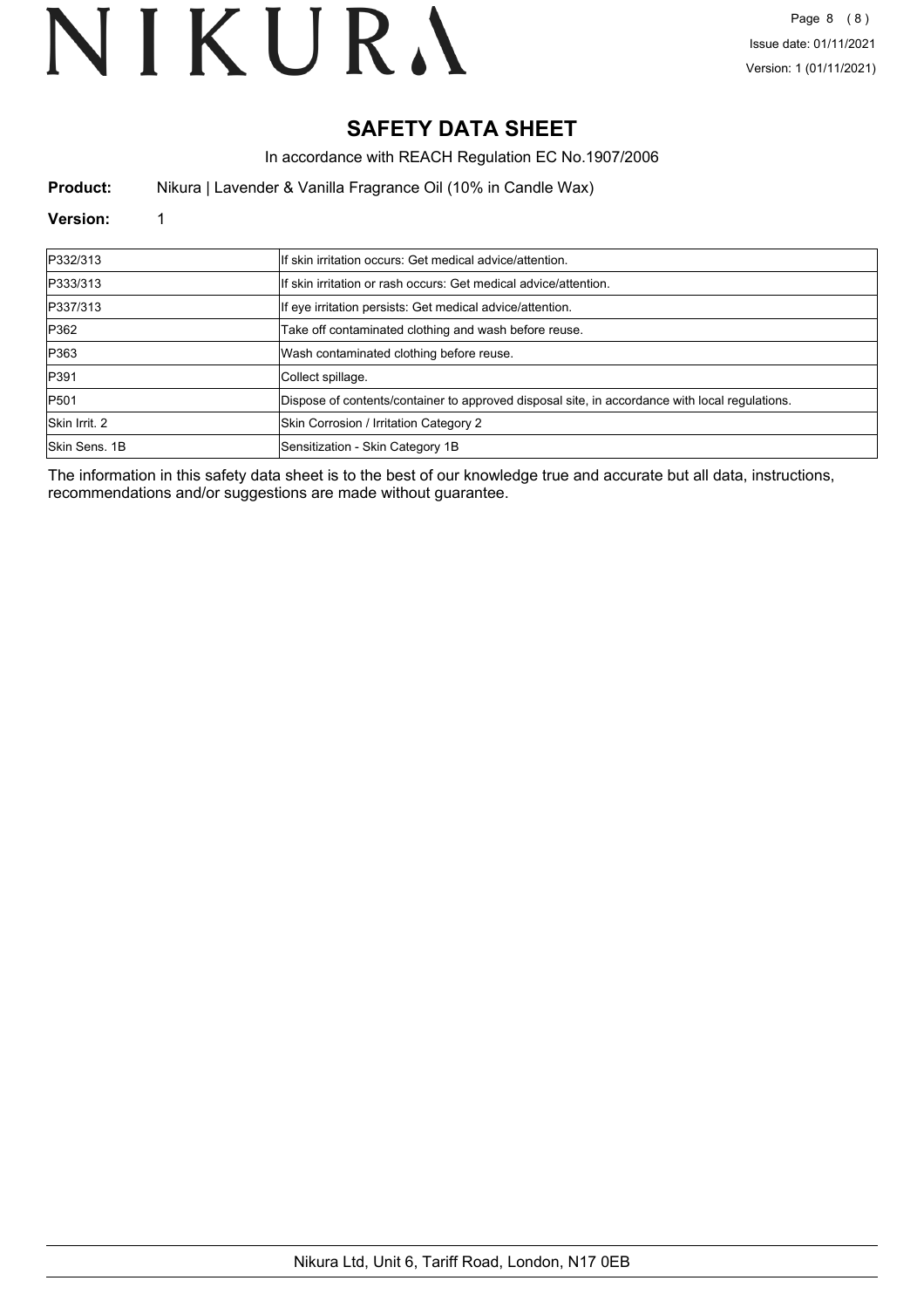# SAFETY DATA SHEET

In accordance with REACH Regulation EC No.1907/2006

**Product:** Nikura | Lavender & Vanilla Fragrance Oil (10% in Candle Wax)

**Version:** 1

| | |
|---|---|
| P332/313 | If skin irritation occurs: Get medical advice/attention. |
| P333/313 | If skin irritation or rash occurs: Get medical advice/attention. |
| P337/313 | If eye irritation persists: Get medical advice/attention. |
| P362 | Take off contaminated clothing and wash before reuse. |
| P363 | Wash contaminated clothing before reuse. |
| P391 | Collect spillage. |
| P501 | Dispose of contents/container to approved disposal site, in accordance with local regulations. |
| Skin Irrit. 2 | Skin Corrosion / Irritation Category 2 |
| Skin Sens. 1B | Sensitization - Skin Category 1B |

The information in this safety data sheet is to the best of our knowledge true and accurate but all data, instructions, recommendations and/or suggestions are made without guarantee.